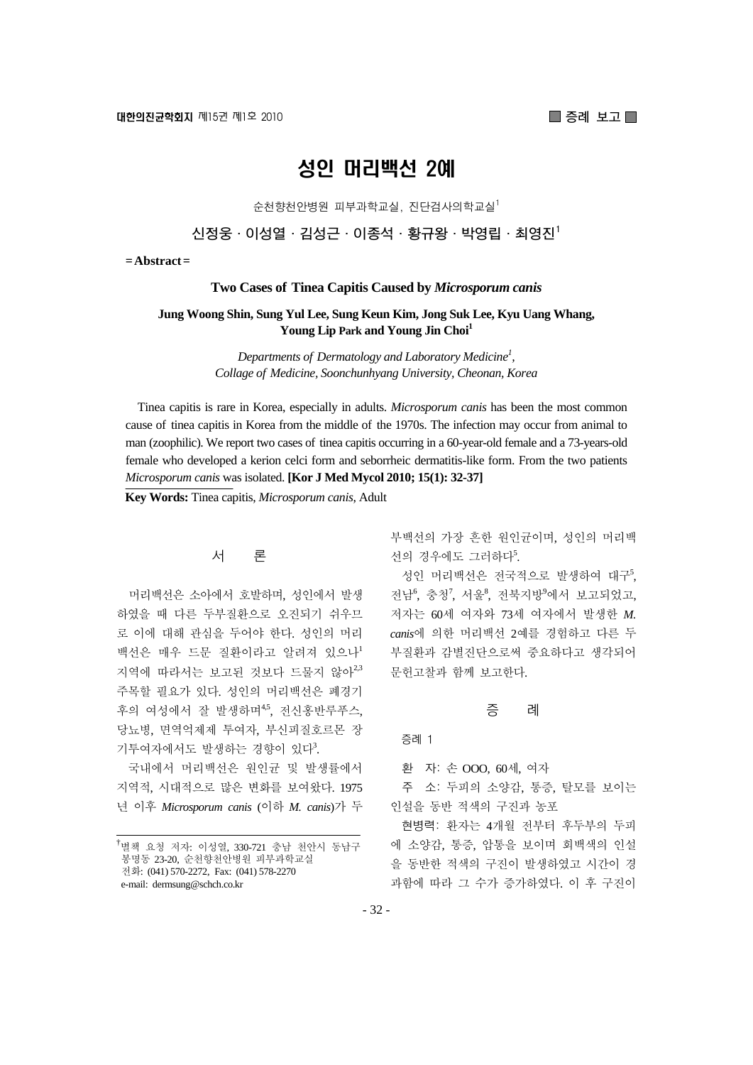# 성인 머리백선 2예

순천향천안병원 피부과학교실, 진단검사의학교실[1]

신정웅 · 이성열 · 김성근 · 이종석 · 황규왕 · 박영립 · 최영진[1]

**= Abstract =**

**Two Cases of Tinea Capitis Caused by *Microsporum canis***

**Jung Woong Shin, Sung Yul Lee, Sung Keun Kim, Jong Suk Lee, Kyu Uang Whang, Young Lip Park and Young Jin Choi[1]**

*Departments of Dermatology and Laboratory Medicine[1], Collage of Medicine, Soonchunhyang University, Cheonan, Korea*

Tinea capitis is rare in Korea, especially in adults. *Microsporum canis* has been the most common cause of tinea capitis in Korea from the middle of the 1970s. The infection may occur from animal to man (zoophilic). We report two cases of tinea capitis occurring in a 60-year-old female and a 73-years-old female who developed a kerion celci form and seborrheic dermatitis-like form. From the two patients *Microsporum canis* was isolated. **[Kor J Med Mycol 2010; 15(1): 32-37]**

**Key Words:** Tinea capitis, *Microsporum canis*, Adult

## 서 론

머리백선은 소아에서 호발하며, 성인에서 발생하였을 때 다른 두부질환으로 오진되기 쉬우므로 이에 대해 관심을 두어야 한다. 성인의 머리백선은 매우 드문 질환이라고 알려져 있으나[1] 지역에 따라서는 보고된 것보다 드물지 않아[2,3] 주목할 필요가 있다. 성인의 머리백선은 폐경기 후의 여성에서 잘 발생하며[4,5], 전신홍반루푸스, 당뇨병, 면역억제제 투여자, 부신피질호르몬 장기투여자에서도 발생하는 경향이 있다[3].

국내에서 머리백선은 원인균 및 발생률에서 지역적, 시대적으로 많은 변화를 보여왔다. 1975년 이후 *Microsporum canis* (이하 *M. canis*)가 두부백선의 가장 흔한 원인균이며, 성인의 머리백선의 경우에도 그러하다[5].

성인 머리백선은 전국적으로 발생하여 대구[5], 전남[6], 충청[7], 서울[8], 전북지방[9]에서 보고되었고, 저자는 60세 여자와 73세 여자에서 발생한 *M. canis*에 의한 머리백선 2예를 경험하고 다른 두부질환과 감별진단으로써 중요하다고 생각되어 문헌고찰과 함께 보고한다.

## 증 례

### 증례 1

환 자: 손 OOO, 60세, 여자

주 소: 두피의 소양감, 통증, 탈모를 보이는 인설을 동반 적색의 구진과 농포

현병력: 환자는 4개월 전부터 후두부의 두피에 소양감, 통증, 압통을 보이며 회백색의 인설을 동반한 적색의 구진이 발생하였고 시간이 경과함에 따라 그 수가 증가하였다. 이 후 구진이

---

†별책 요청 저자: 이성열, 330-721 충남 천안시 동남구 봉명동 23-20, 순천향천안병원 피부과학교실
전화: (041) 570-2272, Fax: (041) 578-2270
e-mail: dermsung@schch.co.kr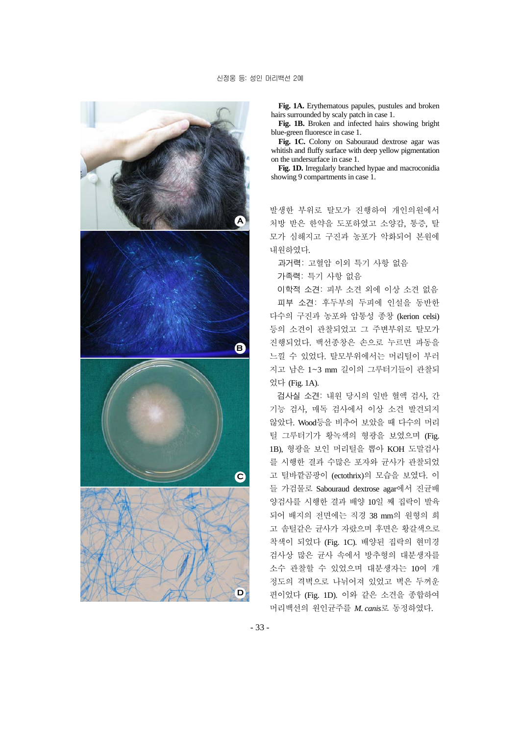**Fig. 1A.** Erythematous papules, pustules and broken hairs surrounded by scaly patch in case 1.

**Fig. 1B.** Broken and infected hairs showing bright blue-green fluoresce in case 1.

**Fig. 1C.** Colony on Sabouraud dextrose agar was whitish and fluffy surface with deep yellow pigmentation on the undersurface in case 1.

**Fig. 1D.** Irregularly branched hypae and macroconidia showing 9 compartments in case 1.

발생한 부위로 탈모가 진행하여 개인의원에서 처방 받은 한약을 도포하였고 소양감, 통증, 탈모가 심해지고 구진과 농포가 악화되어 본원에 내원하였다.

과거력: 고혈압 이외 특기 사항 없음

가족력: 특기 사항 없음

이학적 소견: 피부 소견 외에 이상 소견 없음

피부 소견: 후두부의 두피에 인설을 동반한 다수의 구진과 농포와 압통성 종창 (kerion celsi) 등의 소견이 관찰되었고 그 주변부위로 탈모가 진행되었다. 백선종창은 손으로 누르면 파동을 느낄 수 있었다. 탈모부위에서는 머리털이 부러지고 남은 1~3 mm 길이의 그루터기들이 관찰되었다 (Fig. 1A).

검사실 소견: 내원 당시의 일반 혈액 검사, 간기능 검사, 매독 검사에서 이상 소견 발견되지 않았다. Wood등을 비추어 보았을 때 다수의 머리털 그루터기가 황녹색의 형광을 보였으며 (Fig. 1B), 형광을 보인 머리털을 뽑아 KOH 도말검사를 시행한 결과 수많은 포자와 균사가 관찰되었고 털바깥곰팡이 (ectothrix)의 모습을 보였다. 이들 가검물로 Sabouraud dextrose agar에서 진균배양검사를 시행한 결과 배양 10일 째 집락이 발육되어 배지의 전면에는 직경 38 mm의 원형의 희고 솜털같은 균사가 자랐으며 후면은 황갈색으로 착색이 되었다 (Fig. 1C). 배양된 집락의 현미경 검사상 많은 균사 속에서 방추형의 대분생자를 소수 관찰할 수 있었으며 대분생자는 10여 개 정도의 격벽으로 나뉘어져 있었고 벽은 두꺼운 편이었다 (Fig. 1D). 이와 같은 소견을 종합하여 머리백선의 원인균주를 *M. canis*로 동정하였다.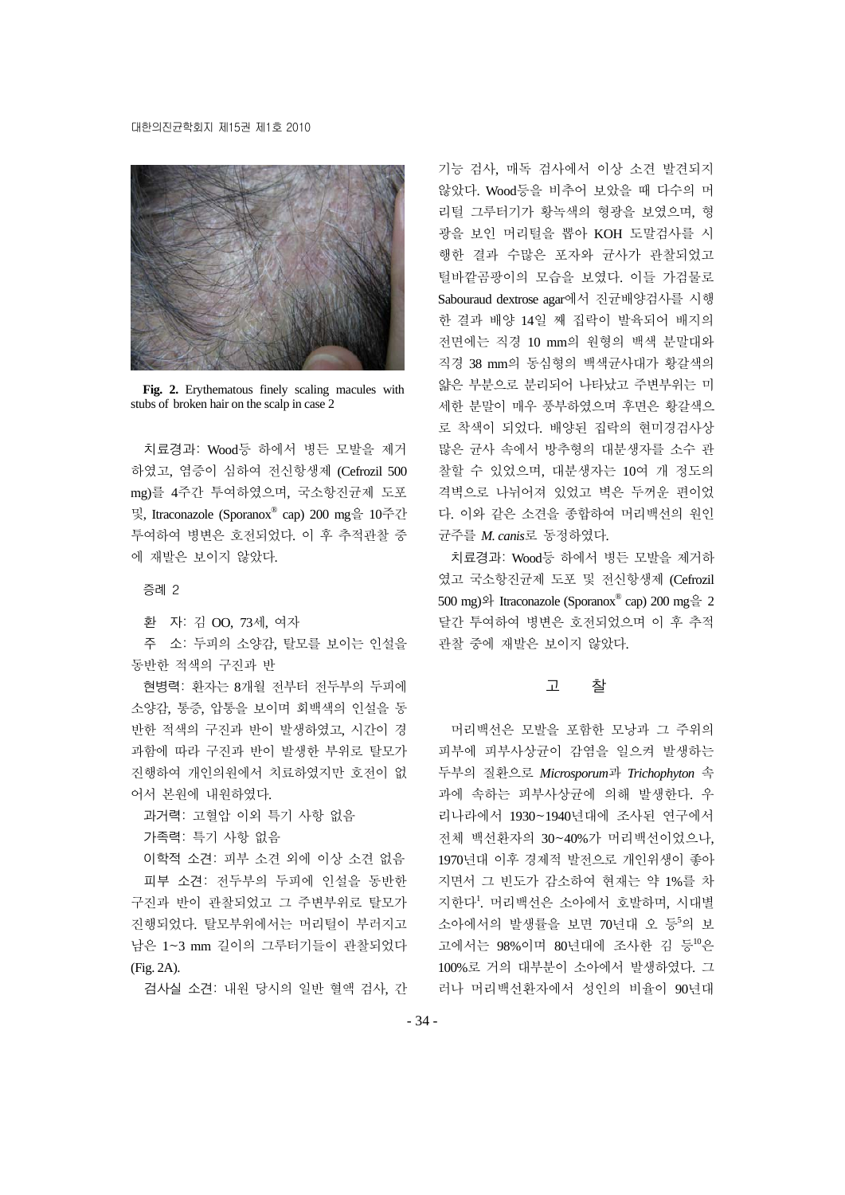**Fig. 2.** Erythematous finely scaling macules with stubs of broken hair on the scalp in case 2

치료경과: Wood등 하에서 병든 모발을 제거하였고, 염증이 심하여 전신항생제 (Cefrozil 500 mg)를 4주간 투여하였으며, 국소항진균제 도포 및, Itraconazole (Sporanox® cap) 200 mg을 10주간 투여하여 병변은 호전되었다. 이 후 추적관찰 중에 재발은 보이지 않았다.

증례 2

환 자: 김 OO, 73세, 여자

주 소: 두피의 소양감, 탈모를 보이는 인설을 동반한 적색의 구진과 반

현병력: 환자는 8개월 전부터 전두부의 두피에 소양감, 통증, 압통을 보이며 회백색의 인설을 동반한 적색의 구진과 반이 발생하였고, 시간이 경과함에 따라 구진과 반이 발생한 부위로 탈모가 진행하여 개인의원에서 치료하였지만 호전이 없어서 본원에 내원하였다.

과거력: 고혈압 이외 특기 사항 없음

가족력: 특기 사항 없음

이학적 소견: 피부 소견 외에 이상 소견 없음

피부 소견: 전두부의 두피에 인설을 동반한 구진과 반이 관찰되었고 그 주변부위로 탈모가 진행되었다. 탈모부위에서는 머리털이 부러지고 남은 1~3 mm 길이의 그루터기들이 관찰되었다 (Fig. 2A).

검사실 소견: 내원 당시의 일반 혈액 검사, 간기능 검사, 매독 검사에서 이상 소견 발견되지 않았다. Wood등을 비추어 보았을 때 다수의 머리털 그루터기가 황녹색의 형광을 보였으며, 형광을 보인 머리털을 뽑아 KOH 도말검사를 시행한 결과 수많은 포자와 균사가 관찰되었고 털바깥곰팡이의 모습을 보였다. 이들 가검물로 Sabouraud dextrose agar에서 진균배양검사를 시행한 결과 배양 14일 째 집락이 발육되어 배지의 전면에는 직경 10 mm의 원형의 백색 분말대와 직경 38 mm의 동심형의 백색균사대가 황갈색의 얇은 부분으로 분리되어 나타났고 주변부위는 미세한 분말이 매우 풍부하였으며 후면은 황갈색으로 착색이 되었다. 배양된 집락의 현미경검사상 많은 균사 속에서 방추형의 대분생자를 소수 관찰할 수 있었으며, 대분생자는 10여 개 정도의 격벽으로 나뉘어져 있었고 벽은 두꺼운 편이었다. 이와 같은 소견을 종합하여 머리백선의 원인 균주를 *M. canis*로 동정하였다.

치료경과: Wood등 하에서 병든 모발을 제거하였고 국소항진균제 도포 및 전신항생제 (Cefrozil 500 mg)와 Itraconazole (Sporanox® cap) 200 mg을 2달간 투여하여 병변은 호전되었으며 이 후 추적관찰 중에 재발은 보이지 않았다.

## 고 찰

머리백선은 모발을 포함한 모낭과 그 주위의 피부에 피부사상균이 감염을 일으켜 발생하는 두부의 질환으로 *Microsporum*과 *Trichophyton* 속과에 속하는 피부사상균에 의해 발생한다. 우리나라에서 1930~1940년대에 조사된 연구에서 전체 백선환자의 30~40%가 머리백선이었으나, 1970년대 이후 경제적 발전으로 개인위생이 좋아지면서 그 빈도가 감소하여 현재는 약 1%를 차지한다[1]. 머리백선은 소아에서 호발하며, 시대별 소아에서의 발생률을 보면 70년대 오 등[5]의 보고에서는 98%이며 80년대에 조사한 김 등[10]은 100%로 거의 대부분이 소아에서 발생하였다. 그러나 머리백선환자에서 성인의 비율이 90년대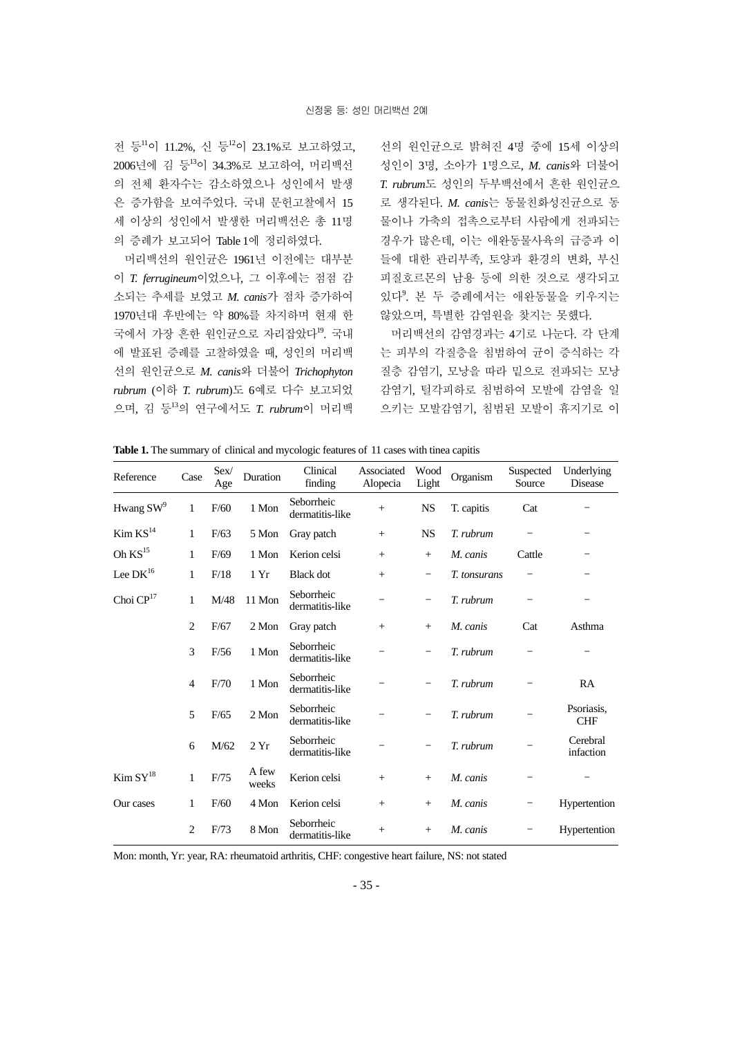전 등[11]이 11.2%, 신 등[12]이 23.1%로 보고하였고, 2006년에 김 등[13]이 34.3%로 보고하여, 머리백선의 전체 환자수는 감소하였으나 성인에서 발생은 증가함을 보여주었다. 국내 문헌고찰에서 15세 이상의 성인에서 발생한 머리백선은 총 11명의 증례가 보고되어 Table 1에 정리하였다.

머리백선의 원인균은 1961년 이전에는 대부분이 *T. ferrugineum*이었으나, 그 이후에는 점점 감소되는 추세를 보였고 *M. canis*가 점차 증가하여 1970년대 후반에는 약 80%를 차지하며 현재 한국에서 가장 흔한 원인균으로 자리잡았다[19]. 국내에 발표된 증례를 고찰하였을 때, 성인의 머리백선의 원인균으로 *M. canis*와 더불어 *Trichophyton rubrum* (이하 *T. rubrum*)도 6예로 다수 보고되었으며, 김 등[13]의 연구에서도 *T. rubrum*이 머리백선의 원인균으로 밝혀진 4명 중에 15세 이상의 성인이 3명, 소아가 1명으로, *M. canis*와 더불어 *T. rubrum*도 성인의 두부백선에서 흔한 원인균으로 생각된다. *M. canis*는 동물친화성진균으로 동물이나 가축의 접촉으로부터 사람에게 전파되는 경우가 많은데, 이는 애완동물사육의 급증과 이들에 대한 관리부족, 토양과 환경의 변화, 부신피질호르몬의 남용 등에 의한 것으로 생각되고 있다[9]. 본 두 증례에서는 애완동물을 키우지는 않았으며, 특별한 감염원을 찾지는 못했다.

머리백선의 감염경과는 4기로 나눈다. 각 단계는 피부의 각질층을 침범하여 균이 증식하는 각질층 감염기, 모낭을 따라 밑으로 전파되는 모낭 감염기, 털각피하로 침범하여 모발에 감염을 일으키는 모발감염기, 침범된 모발이 휴지기로 이

**Table 1.** The summary of clinical and mycologic features of 11 cases with tinea capitis

| Reference | Case | Sex/Age | Duration | Clinical finding | Associated Alopecia | Wood Light | Organism | Suspected Source | Underlying Disease |
|---|---|---|---|---|---|---|---|---|---|
| Hwang SW[9] | 1 | F/60 | 1 Mon | Seborrheic dermatitis-like | + | NS | T. capitis | Cat | − |
| Kim KS[14] | 1 | F/63 | 5 Mon | Gray patch | + | NS | *T. rubrum* | − | − |
| Oh KS[15] | 1 | F/69 | 1 Mon | Kerion celsi | + | + | *M. canis* | Cattle | − |
| Lee DK[16] | 1 | F/18 | 1 Yr | Black dot | + | − | *T. tonsurans* | − | − |
| Choi CP[17] | 1 | M/48 | 11 Mon | Seborrheic dermatitis-like | − | − | *T. rubrum* | − | − |
| | 2 | F/67 | 2 Mon | Gray patch | + | + | *M. canis* | Cat | Asthma |
| | 3 | F/56 | 1 Mon | Seborrheic dermatitis-like | − | − | *T. rubrum* | − | − |
| | 4 | F/70 | 1 Mon | Seborrheic dermatitis-like | − | − | *T. rubrum* | − | RA |
| | 5 | F/65 | 2 Mon | Seborrheic dermatitis-like | − | − | *T. rubrum* | − | Psoriasis, CHF |
| | 6 | M/62 | 2 Yr | Seborrheic dermatitis-like | − | − | *T. rubrum* | − | Cerebral infaction |
| Kim SY[18] | 1 | F/75 | A few weeks | Kerion celsi | + | + | *M. canis* | − | − |
| Our cases | 1 | F/60 | 4 Mon | Kerion celsi | + | + | *M. canis* | − | Hypertention |
| | 2 | F/73 | 8 Mon | Seborrheic dermatitis-like | + | + | *M. canis* | − | Hypertention |

Mon: month, Yr: year, RA: rheumatoid arthritis, CHF: congestive heart failure, NS: not stated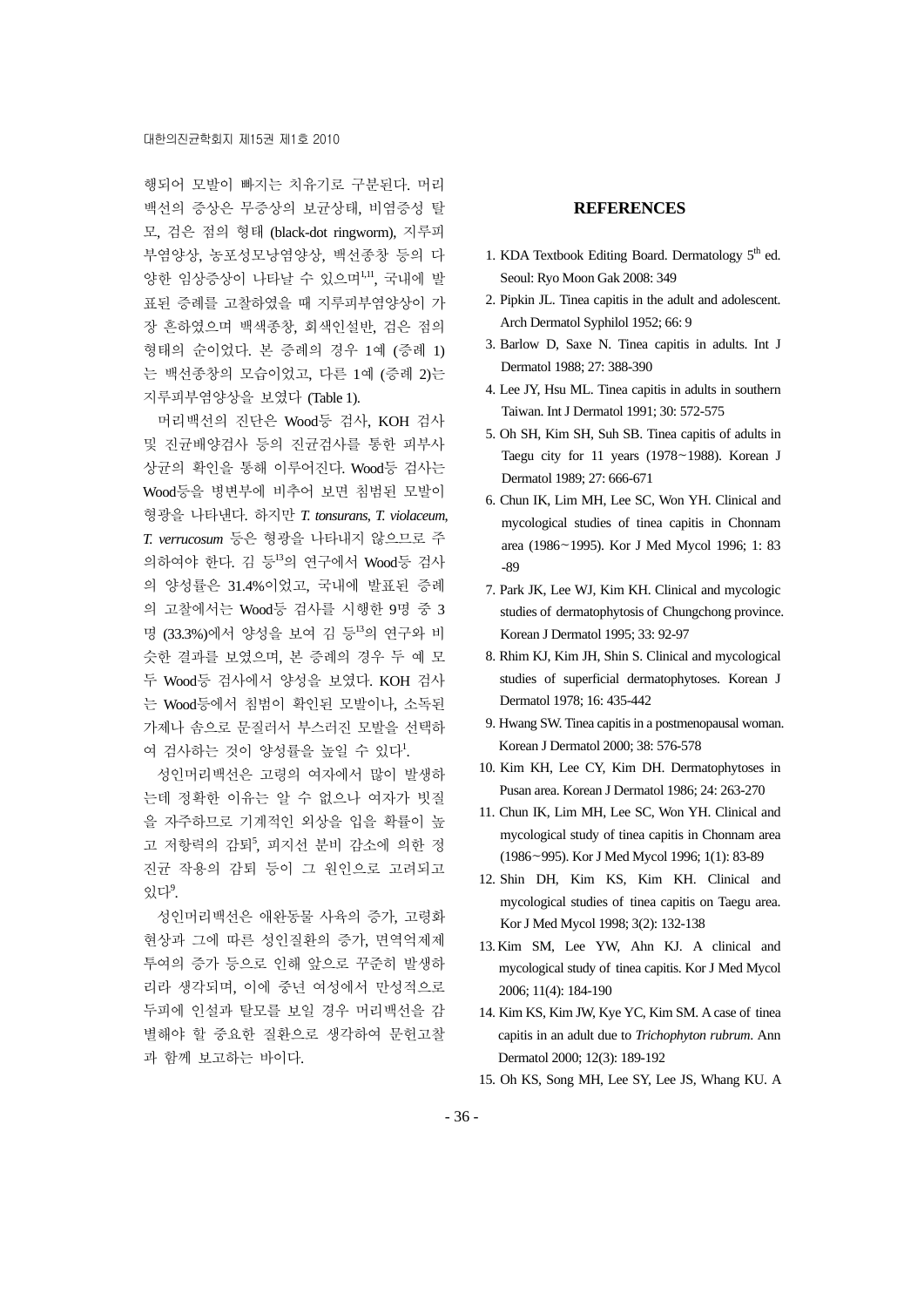행되어 모발이 빠지는 치유기로 구분된다. 머리백선의 증상은 무증상의 보균상태, 비염증성 탈모, 검은 점의 형태 (black-dot ringworm), 지루피부염양상, 농포성모낭염양상, 백선종창 등의 다양한 임상증상이 나타날 수 있으며[1,11], 국내에 발표된 증례를 고찰하였을 때 지루피부염양상이 가장 흔하였으며 백색종창, 회색인설반, 검은 점의 형태의 순이었다. 본 증례의 경우 1예 (증례 1)는 백선종창의 모습이었고, 다른 1예 (증례 2)는 지루피부염양상을 보였다 (Table 1).

머리백선의 진단은 Wood등 검사, KOH 검사 및 진균배양검사 등의 진균검사를 통한 피부사상균의 확인을 통해 이루어진다. Wood등 검사는 Wood등을 병변부에 비추어 보면 침범된 모발이 형광을 나타낸다. 하지만 *T. tonsurans*, *T. violaceum*, *T. verrucosum* 등은 형광을 나타내지 않으므로 주의하여야 한다. 김 등[13]의 연구에서 Wood등 검사의 양성률은 31.4%이었고, 국내에 발표된 증례의 고찰에서는 Wood등 검사를 시행한 9명 중 3명 (33.3%)에서 양성을 보여 김 등[13]의 연구와 비슷한 결과를 보였으며, 본 증례의 경우 두 예 모두 Wood등 검사에서 양성을 보였다. KOH 검사는 Wood등에서 침범이 확인된 모발이나, 소독된 가제나 솜으로 문질러서 부스러진 모발을 선택하여 검사하는 것이 양성률을 높일 수 있다[1].

성인머리백선은 고령의 여자에서 많이 발생하는데 정확한 이유는 알 수 없으나 여자가 빗질을 자주하므로 기계적인 외상을 입을 확률이 높고 저항력의 감퇴[5], 피지선 분비 감소에 의한 정진균 작용의 감퇴 등이 그 원인으로 고려되고 있다[9].

성인머리백선은 애완동물 사육의 증가, 고령화 현상과 그에 따른 성인질환의 증가, 면역억제제 투여의 증가 등으로 인해 앞으로 꾸준히 발생하리라 생각되며, 이에 중년 여성에서 만성적으로 두피에 인설과 탈모를 보일 경우 머리백선을 감별해야 할 중요한 질환으로 생각하여 문헌고찰과 함께 보고하는 바이다.

## REFERENCES

1. KDA Textbook Editing Board. Dermatology 5th ed. Seoul: Ryo Moon Gak 2008: 349
2. Pipkin JL. Tinea capitis in the adult and adolescent. Arch Dermatol Syphilol 1952; 66: 9
3. Barlow D, Saxe N. Tinea capitis in adults. Int J Dermatol 1988; 27: 388-390
4. Lee JY, Hsu ML. Tinea capitis in adults in southern Taiwan. Int J Dermatol 1991; 30: 572-575
5. Oh SH, Kim SH, Suh SB. Tinea capitis of adults in Taegu city for 11 years (1978~1988). Korean J Dermatol 1989; 27: 666-671
6. Chun IK, Lim MH, Lee SC, Won YH. Clinical and mycological studies of tinea capitis in Chonnam area (1986~1995). Kor J Med Mycol 1996; 1: 83-89
7. Park JK, Lee WJ, Kim KH. Clinical and mycologic studies of dermatophytosis of Chungchong province. Korean J Dermatol 1995; 33: 92-97
8. Rhim KJ, Kim JH, Shin S. Clinical and mycological studies of superficial dermatophytoses. Korean J Dermatol 1978; 16: 435-442
9. Hwang SW. Tinea capitis in a postmenopausal woman. Korean J Dermatol 2000; 38: 576-578
10. Kim KH, Lee CY, Kim DH. Dermatophytoses in Pusan area. Korean J Dermatol 1986; 24: 263-270
11. Chun IK, Lim MH, Lee SC, Won YH. Clinical and mycological study of tinea capitis in Chonnam area (1986~995). Kor J Med Mycol 1996; 1(1): 83-89
12. Shin DH, Kim KS, Kim KH. Clinical and mycological studies of tinea capitis on Taegu area. Kor J Med Mycol 1998; 3(2): 132-138
13. Kim SM, Lee YW, Ahn KJ. A clinical and mycological study of tinea capitis. Kor J Med Mycol 2006; 11(4): 184-190
14. Kim KS, Kim JW, Kye YC, Kim SM. A case of tinea capitis in an adult due to *Trichophyton rubrum*. Ann Dermatol 2000; 12(3): 189-192
15. Oh KS, Song MH, Lee SY, Lee JS, Whang KU. A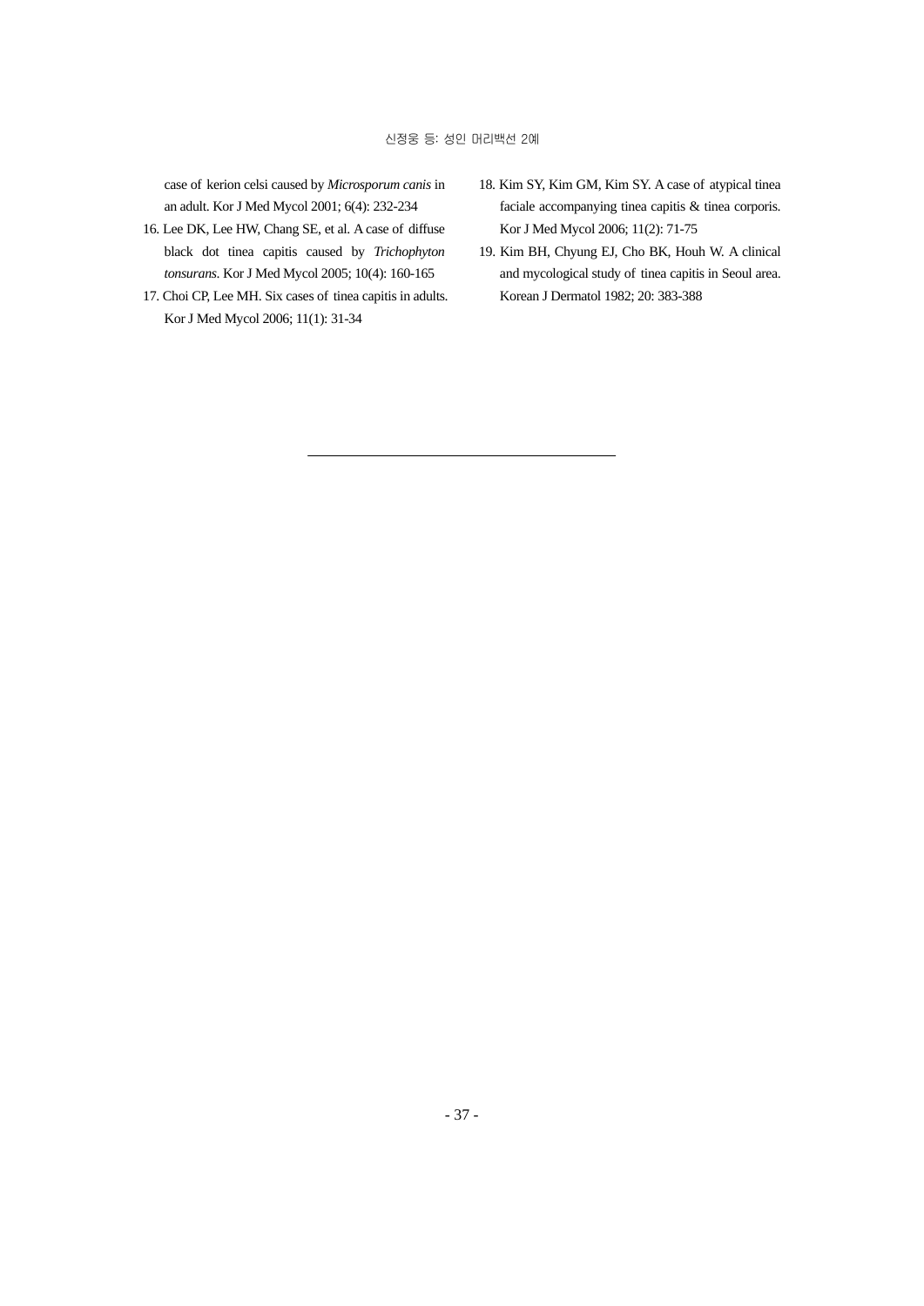case of kerion celsi caused by *Microsporum canis* in an adult. Kor J Med Mycol 2001; 6(4): 232-234

16. Lee DK, Lee HW, Chang SE, et al. A case of diffuse black dot tinea capitis caused by *Trichophyton tonsurans*. Kor J Med Mycol 2005; 10(4): 160-165
17. Choi CP, Lee MH. Six cases of tinea capitis in adults. Kor J Med Mycol 2006; 11(1): 31-34
18. Kim SY, Kim GM, Kim SY. A case of atypical tinea faciale accompanying tinea capitis & tinea corporis. Kor J Med Mycol 2006; 11(2): 71-75
19. Kim BH, Chyung EJ, Cho BK, Houh W. A clinical and mycological study of tinea capitis in Seoul area. Korean J Dermatol 1982; 20: 383-388